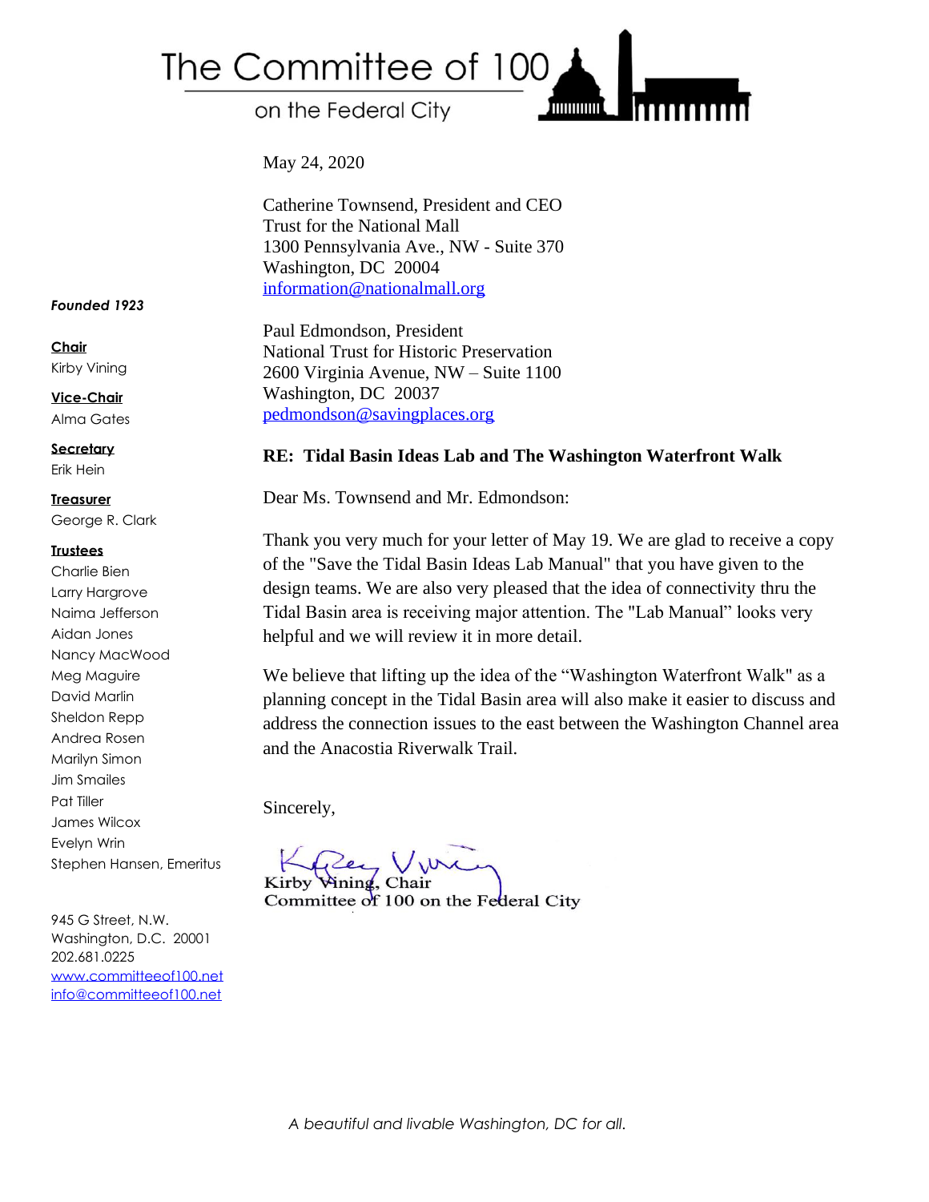# The Committee of 100

on the Federal City

*Founded 1923*

**Chair**
Kirby Vining

**Vice-Chair**
Alma Gates

**Secretary**
Erik Hein

**Treasurer**
George R. Clark

**Trustees**
Charlie Bien
Larry Hargrove
Naima Jefferson
Aidan Jones
Nancy MacWood
Meg Maguire
David Marlin
Sheldon Repp
Andrea Rosen
Marilyn Simon
Jim Smailes
Pat Tiller
James Wilcox
Evelyn Wrin
Stephen Hansen, Emeritus

945 G Street, N.W.
Washington, D.C. 20001
202.681.0225
www.committeeof100.net
info@committeeof100.net

May 24, 2020

Catherine Townsend, President and CEO
Trust for the National Mall
1300 Pennsylvania Ave., NW - Suite 370
Washington, DC 20004
information@nationalmall.org

Paul Edmondson, President
National Trust for Historic Preservation
2600 Virginia Avenue, NW – Suite 1100
Washington, DC 20037
pedmondson@savingplaces.org

**RE: Tidal Basin Ideas Lab and The Washington Waterfront Walk**

Dear Ms. Townsend and Mr. Edmondson:

Thank you very much for your letter of May 19. We are glad to receive a copy of the "Save the Tidal Basin Ideas Lab Manual" that you have given to the design teams. We are also very pleased that the idea of connectivity thru the Tidal Basin area is receiving major attention. The "Lab Manual" looks very helpful and we will review it in more detail.

We believe that lifting up the idea of the "Washington Waterfront Walk" as a planning concept in the Tidal Basin area will also make it easier to discuss and address the connection issues to the east between the Washington Channel area and the Anacostia Riverwalk Trail.

Sincerely,

Kirby Vining, Chair
Committee of 100 on the Federal City

*A beautiful and livable Washington, DC for all.*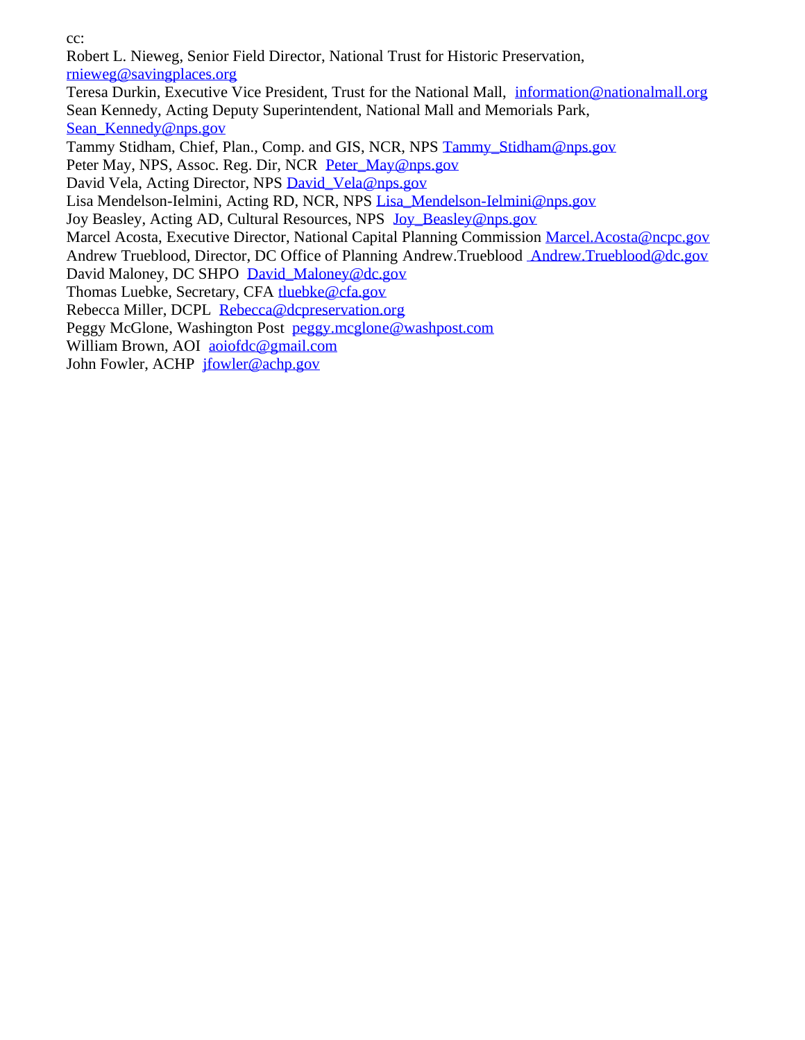cc:  
Robert L. Nieweg, Senior Field Director, National Trust for Historic Preservation, rnieweg@savingplaces.org  
Teresa Durkin, Executive Vice President, Trust for the National Mall, information@nationalmall.org  
Sean Kennedy, Acting Deputy Superintendent, National Mall and Memorials Park, Sean_Kennedy@nps.gov  
Tammy Stidham, Chief, Plan., Comp. and GIS, NCR, NPS Tammy_Stidham@nps.gov  
Peter May, NPS, Assoc. Reg. Dir, NCR Peter_May@nps.gov  
David Vela, Acting Director, NPS David_Vela@nps.gov  
Lisa Mendelson-Ielmini, Acting RD, NCR, NPS Lisa_Mendelson-Ielmini@nps.gov  
Joy Beasley, Acting AD, Cultural Resources, NPS Joy_Beasley@nps.gov  
Marcel Acosta, Executive Director, National Capital Planning Commission Marcel.Acosta@ncpc.gov  
Andrew Trueblood, Director, DC Office of Planning Andrew.Trueblood Andrew.Trueblood@dc.gov  
David Maloney, DC SHPO David_Maloney@dc.gov  
Thomas Luebke, Secretary, CFA tluebke@cfa.gov  
Rebecca Miller, DCPL Rebecca@dcpreservation.org  
Peggy McGlone, Washington Post peggy.mcglone@washpost.com  
William Brown, AOI aoiofdc@gmail.com  
John Fowler, ACHP jfowler@achp.gov